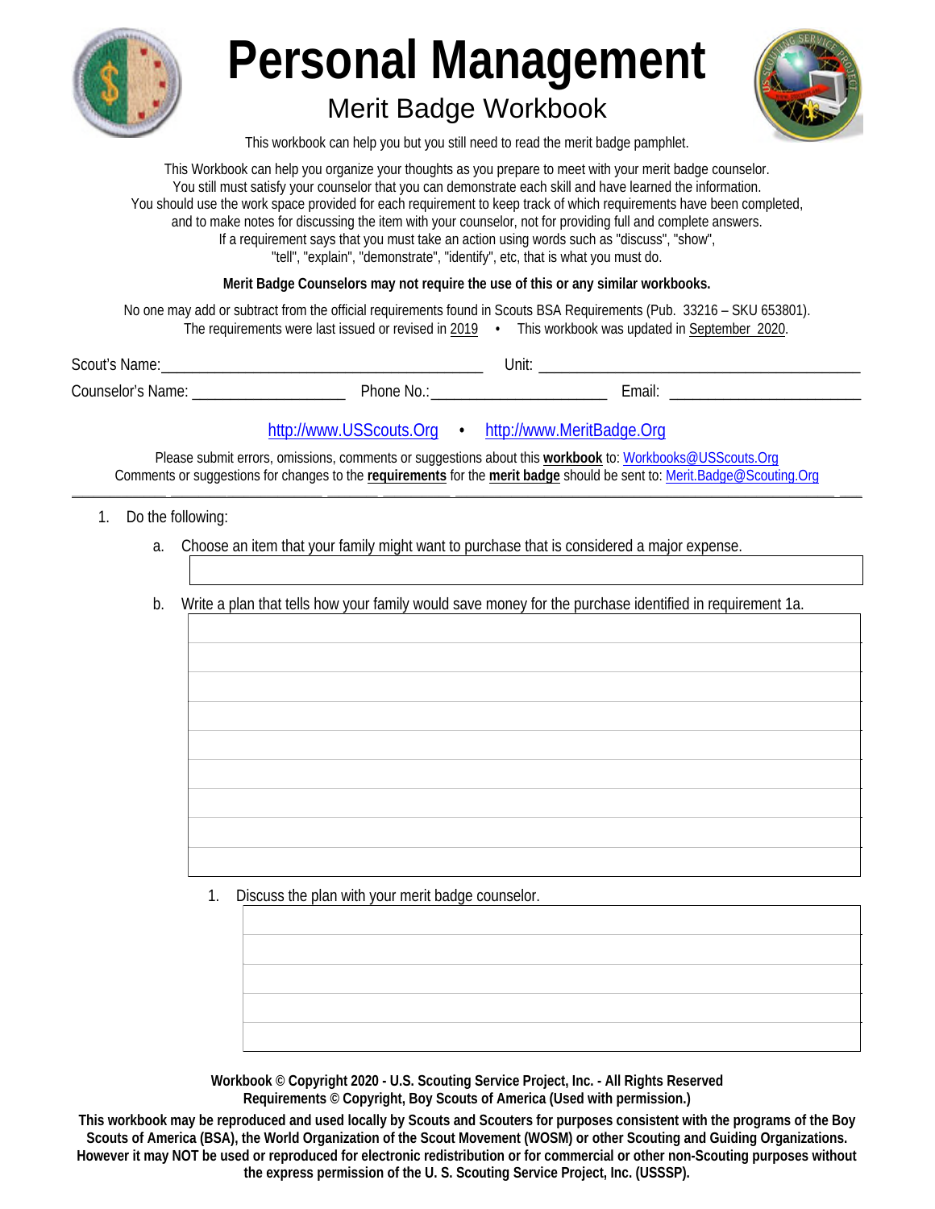# Personal Management

## Merit Badge Workbook

This workbook can help you but you still need to read the merit badge pamphlet.

This Workbook can help you organize your thoughts as you prepare to meet with your merit badge counselor.
You still must satisfy your counselor that you can demonstrate each skill and have learned the information.
You should use the work space provided for each requirement to keep track of which requirements have been completed,
and to make notes for discussing the item with your counselor, not for providing full and complete answers.
If a requirement says that you must take an action using words such as "discuss", "show",
"tell", "explain", "demonstrate", "identify", etc, that is what you must do.

**Merit Badge Counselors may not require the use of this or any similar workbooks.**

No one may add or subtract from the official requirements found in Scouts BSA Requirements (Pub. 33216 – SKU 653801).
The requirements were last issued or revised in 2019 • This workbook was updated in September 2020.

Scout's Name:________________________________________ Unit: ________________________________________

Counselor's Name: ____________________ Phone No.:_______________________ Email: _________________________

http://www.USScouts.Org • http://www.MeritBadge.Org

Please submit errors, omissions, comments or suggestions about this **workbook** to: Workbooks@USScouts.Org
Comments or suggestions for changes to the **requirements** for the **merit badge** should be sent to: Merit.Badge@Scouting.Org

---

1. Do the following:
   a. Choose an item that your family might want to purchase that is considered a major expense.
   b. Write a plan that tells how your family would save money for the purchase identified in requirement 1a.
      1. Discuss the plan with your merit badge counselor.

**Workbook © Copyright 2020 - U.S. Scouting Service Project, Inc. - All Rights Reserved**
**Requirements © Copyright, Boy Scouts of America (Used with permission.)**

**This workbook may be reproduced and used locally by Scouts and Scouters for purposes consistent with the programs of the Boy Scouts of America (BSA), the World Organization of the Scout Movement (WOSM) or other Scouting and Guiding Organizations. However it may NOT be used or reproduced for electronic redistribution or for commercial or other non-Scouting purposes without the express permission of the U. S. Scouting Service Project, Inc. (USSSP).**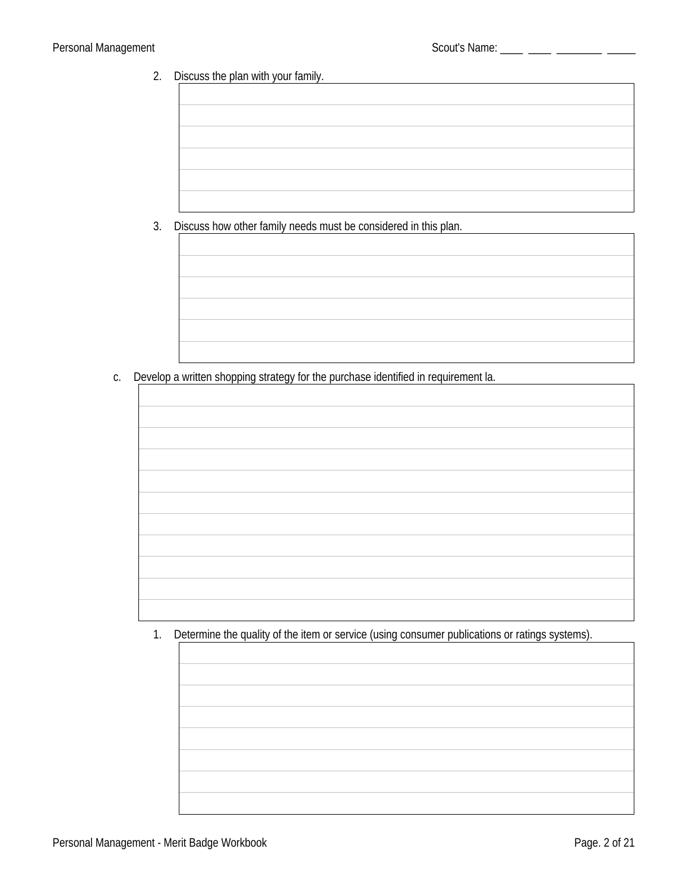2. Discuss the plan with your family.

3. Discuss how other family needs must be considered in this plan.

c. Develop a written shopping strategy for the purchase identified in requirement la.

1. Determine the quality of the item or service (using consumer publications or ratings systems).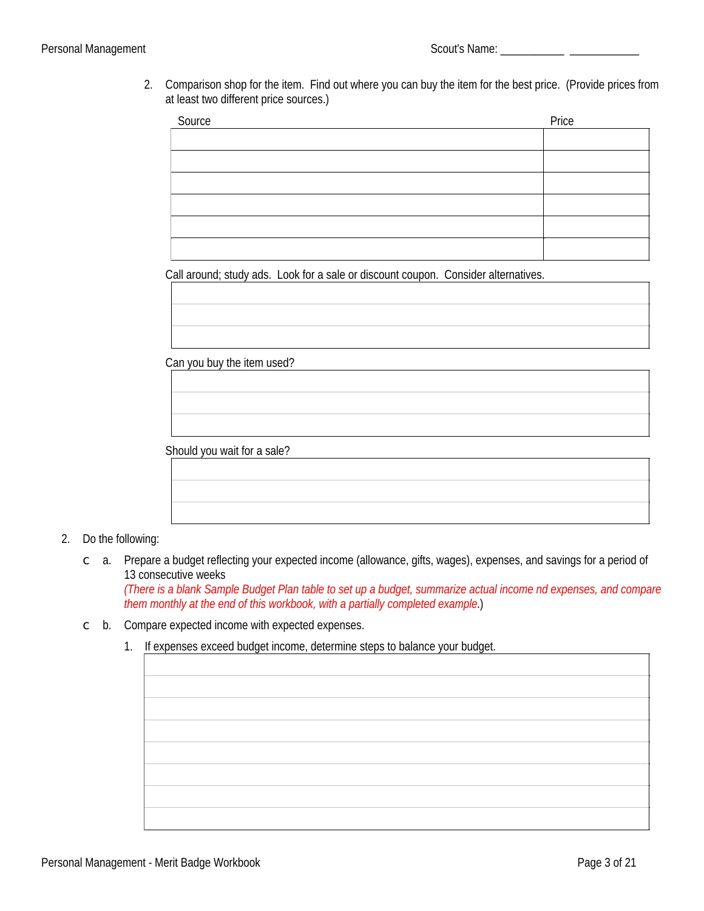2. Comparison shop for the item. Find out where you can buy the item for the best price. (Provide prices from at least two different price sources.)

| Source | Price |
|---|---|
| | |
| | |
| | |
| | |
| | |
| | |

Call around; study ads. Look for a sale or discount coupon. Consider alternatives.

Can you buy the item used?

Should you wait for a sale?

2. Do the following:

☐ a. Prepare a budget reflecting your expected income (allowance, gifts, wages), expenses, and savings for a period of 13 consecutive weeks
*(There is a blank Sample Budget Plan table to set up a budget, summarize actual income nd expenses, and compare them monthly at the end of this workbook, with a partially completed example.*)

☐ b. Compare expected income with expected expenses.

1. If expenses exceed budget income, determine steps to balance your budget.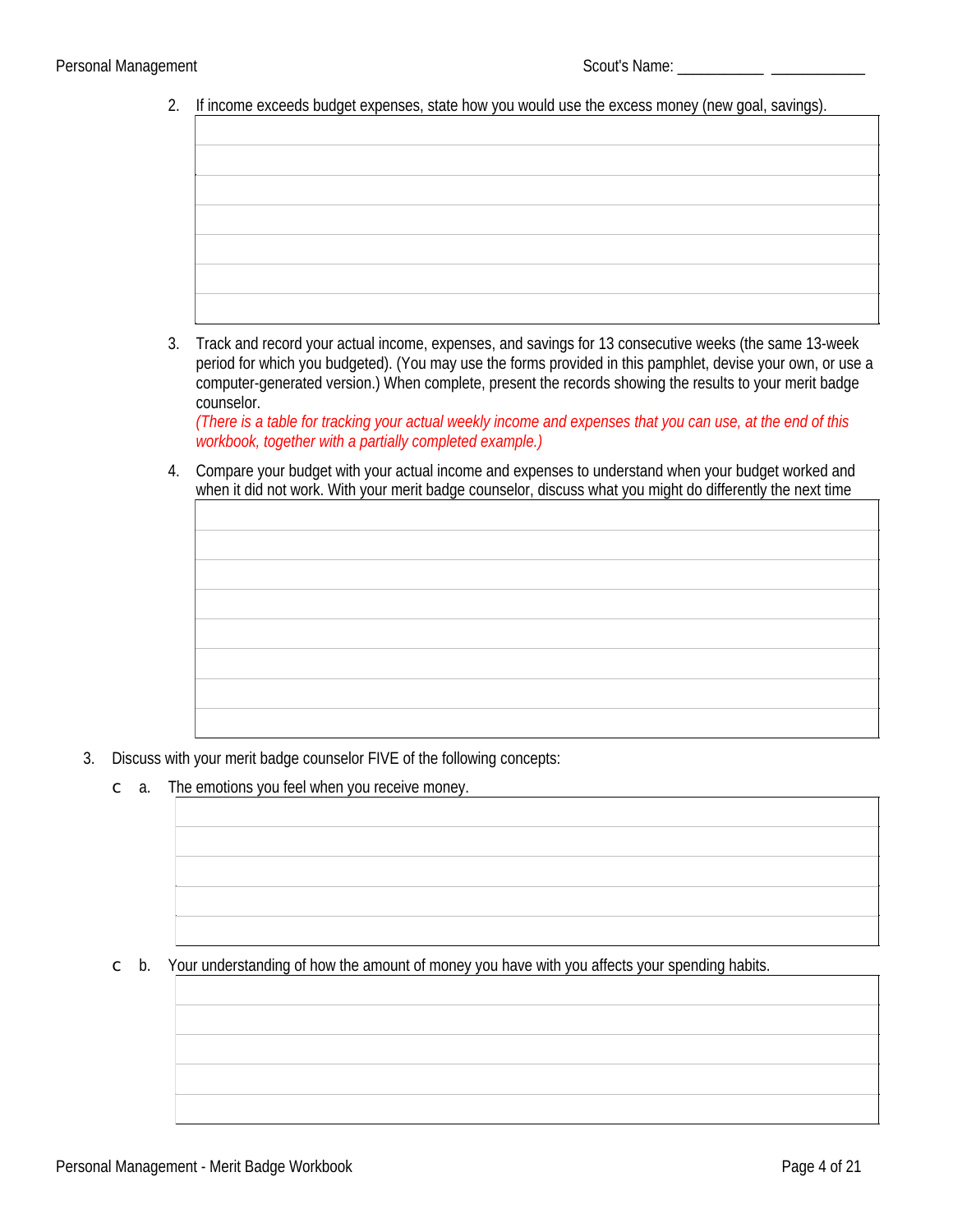2. If income exceeds budget expenses, state how you would use the excess money (new goal, savings).

|  |
|---|
|  |
|  |
|  |
|  |
|  |
|  |
|  |

3. Track and record your actual income, expenses, and savings for 13 consecutive weeks (the same 13-week period for which you budgeted). (You may use the forms provided in this pamphlet, devise your own, or use a computer-generated version.) When complete, present the records showing the results to your merit badge counselor.
*(There is a table for tracking your actual weekly income and expenses that you can use, at the end of this workbook, together with a partially completed example.)*

4. Compare your budget with your actual income and expenses to understand when your budget worked and when it did not work. With your merit badge counselor, discuss what you might do differently the next time

|  |
|---|
|  |
|  |
|  |
|  |
|  |
|  |
|  |
|  |

3. Discuss with your merit badge counselor FIVE of the following concepts:

   - ☐ a. The emotions you feel when you receive money.

|  |
|---|
|  |
|  |
|  |
|  |
|  |

   - ☐ b. Your understanding of how the amount of money you have with you affects your spending habits.

|  |
|---|
|  |
|  |
|  |
|  |
|  |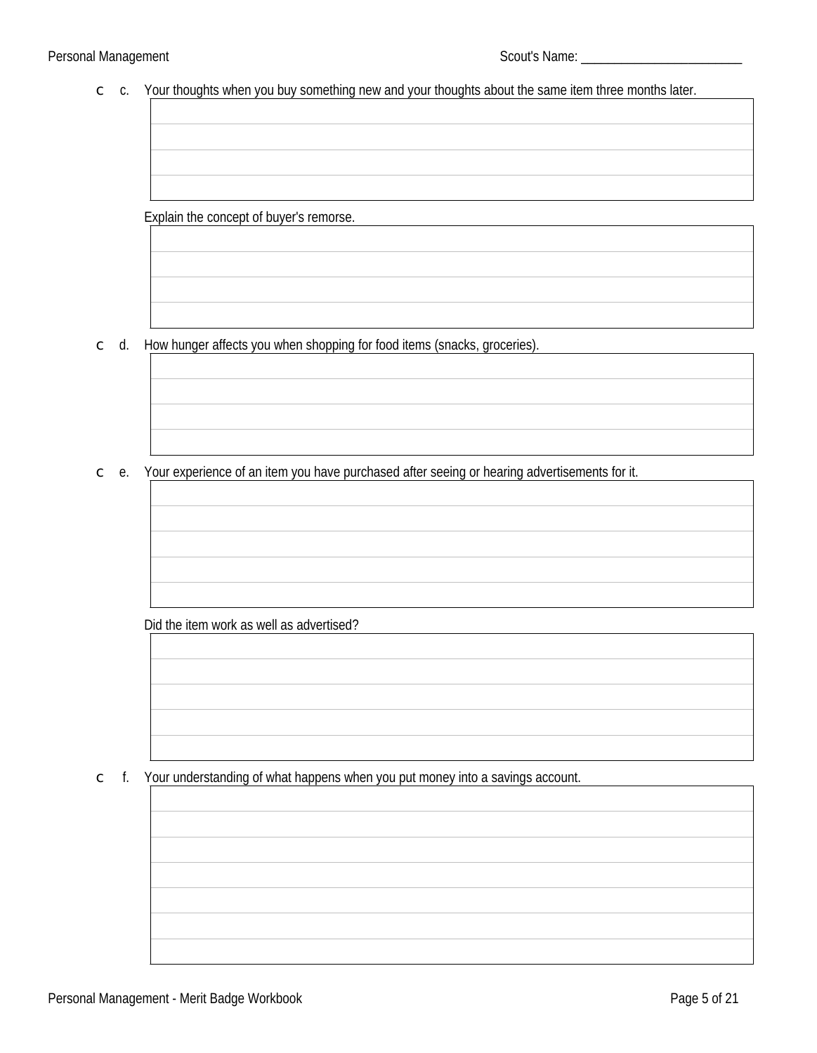- [ ] c. Your thoughts when you buy something new and your thoughts about the same item three months later.

Explain the concept of buyer's remorse.

- [ ] d. How hunger affects you when shopping for food items (snacks, groceries).

- [ ] e. Your experience of an item you have purchased after seeing or hearing advertisements for it.

Did the item work as well as advertised?

- [ ] f. Your understanding of what happens when you put money into a savings account.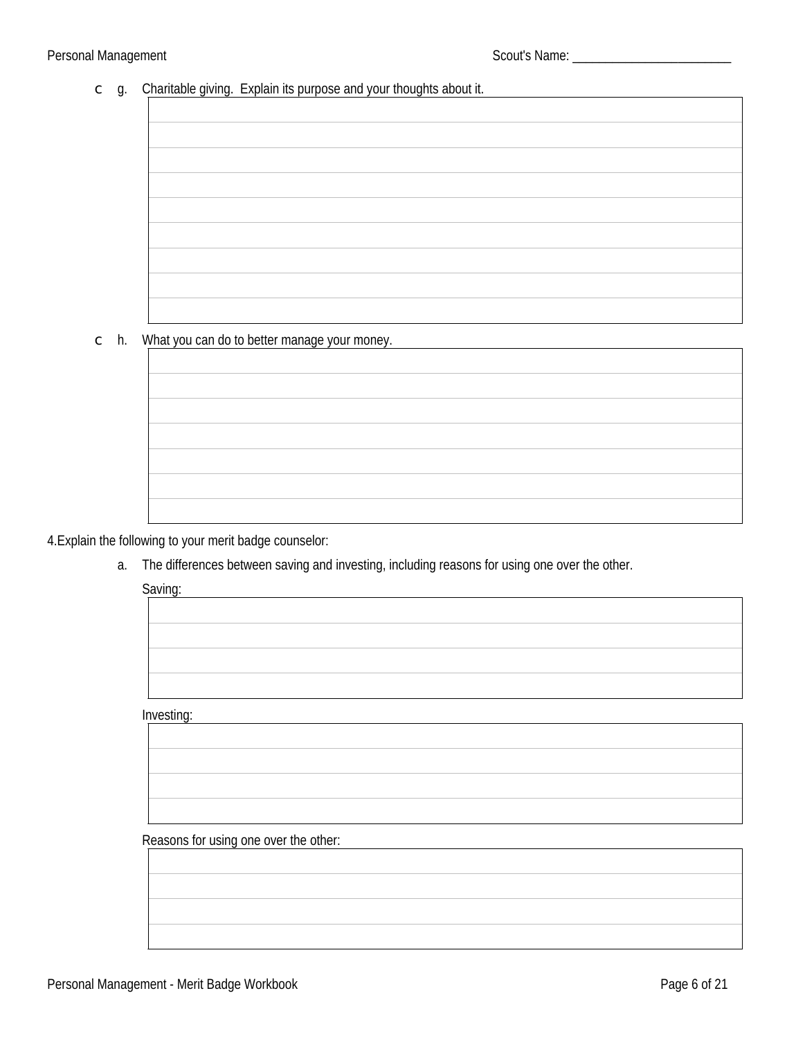c g. Charitable giving. Explain its purpose and your thoughts about it.

c h. What you can do to better manage your money.

4. Explain the following to your merit badge counselor:

a. The differences between saving and investing, including reasons for using one over the other.

Saving:

Investing:

Reasons for using one over the other: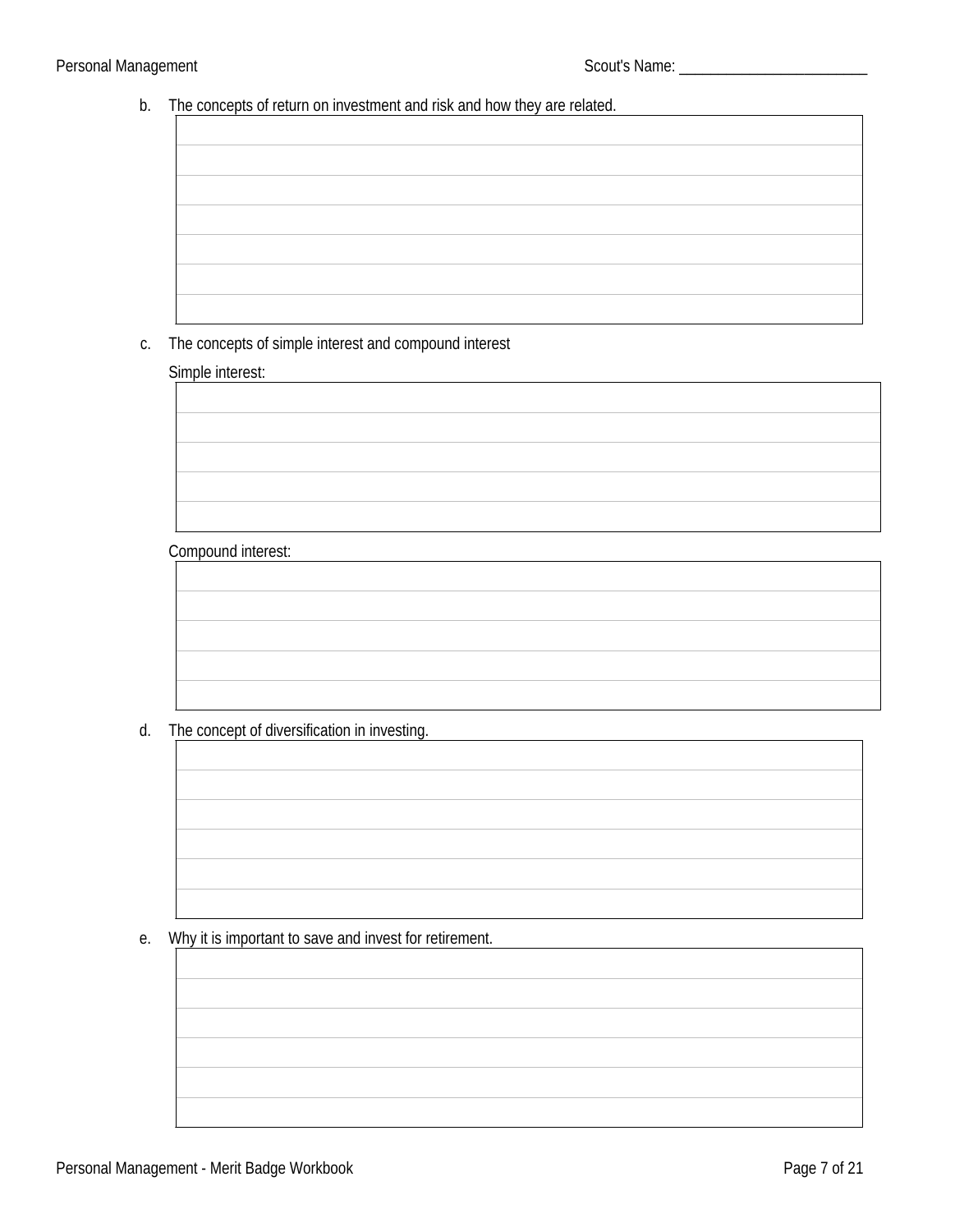Scout's Name: ________________________

b. The concepts of return on investment and risk and how they are related.

c. The concepts of simple interest and compound interest

Simple interest:

Compound interest:

d. The concept of diversification in investing.

e. Why it is important to save and invest for retirement.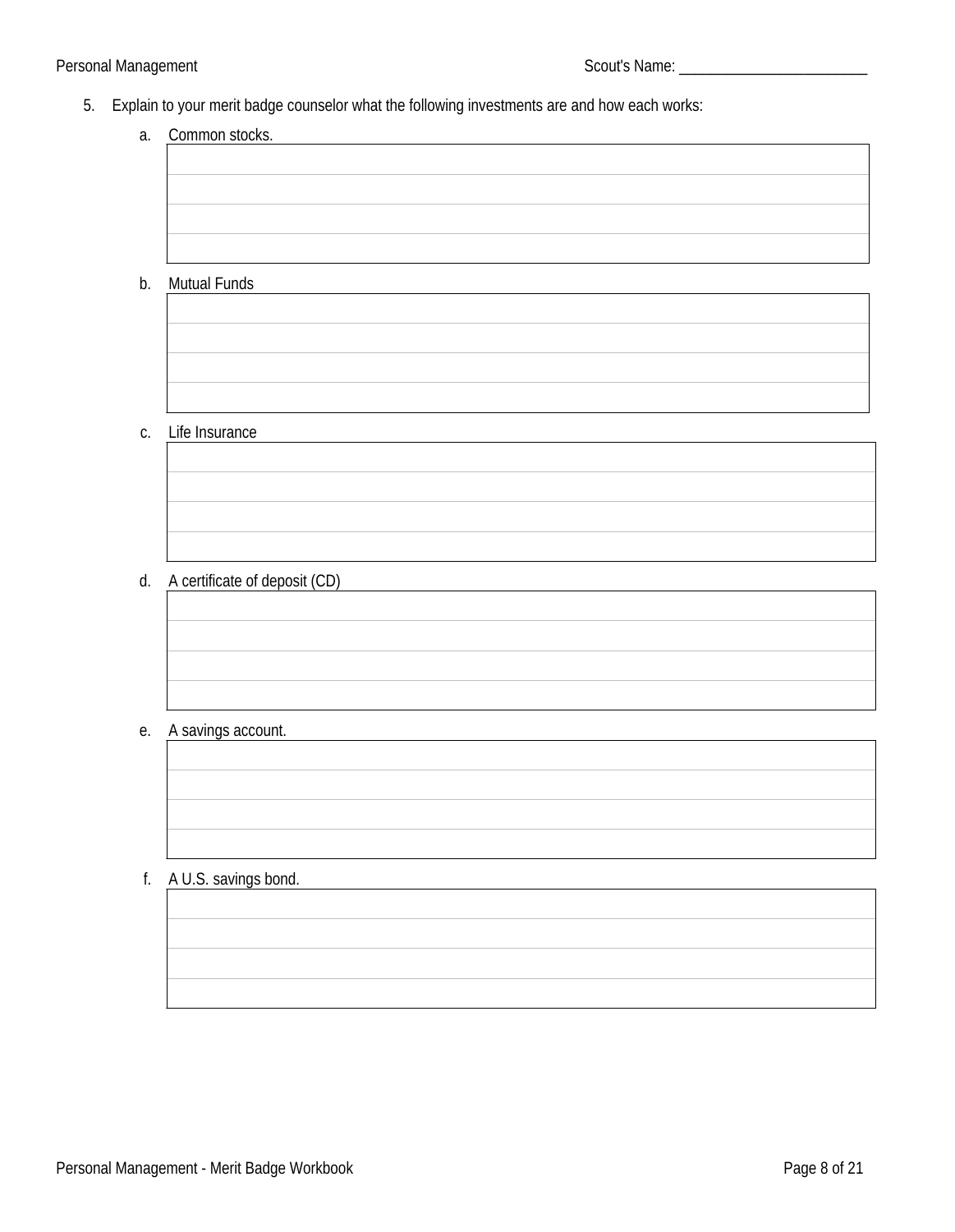5. Explain to your merit badge counselor what the following investments are and how each works:

   a. Common stocks.

   b. Mutual Funds

   c. Life Insurance

   d. A certificate of deposit (CD)

   e. A savings account.

   f. A U.S. savings bond.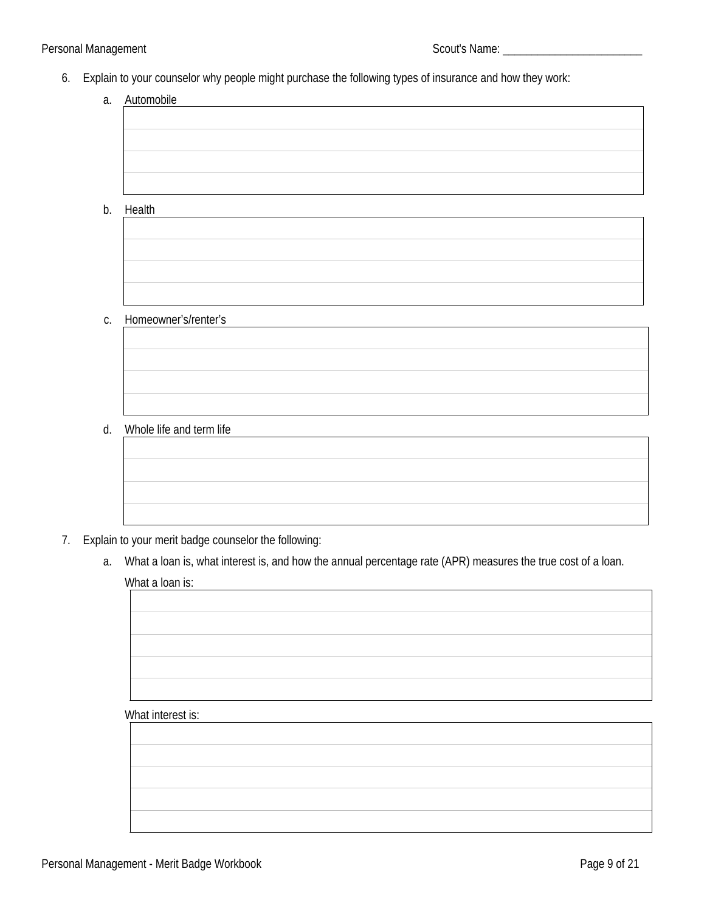6. Explain to your counselor why people might purchase the following types of insurance and how they work:

   a. Automobile

   b. Health

   c. Homeowner's/renter's

   d. Whole life and term life

7. Explain to your merit badge counselor the following:

   a. What a loan is, what interest is, and how the annual percentage rate (APR) measures the true cost of a loan.

      What a loan is:

      What interest is: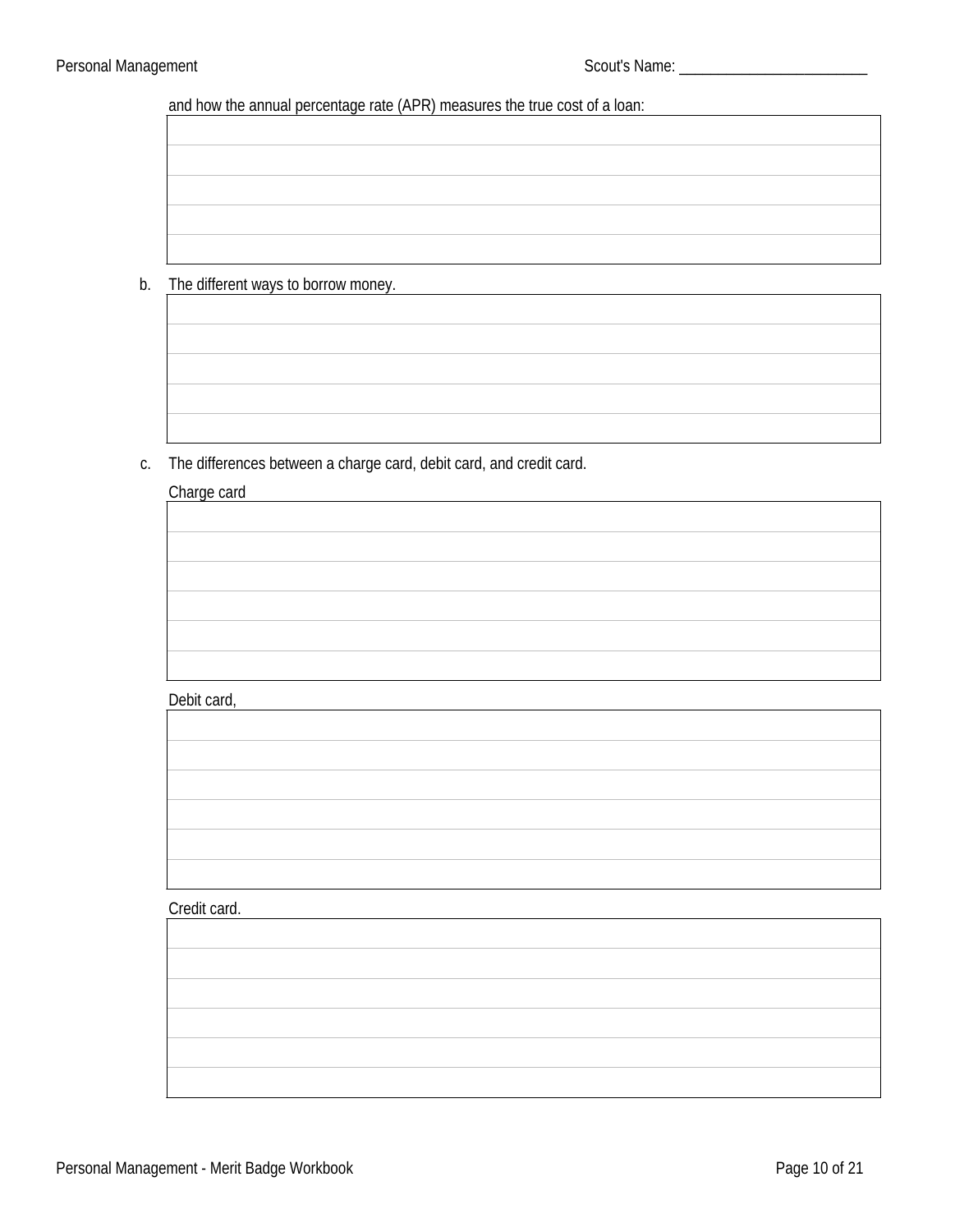and how the annual percentage rate (APR) measures the true cost of a loan:

b. The different ways to borrow money.

c. The differences between a charge card, debit card, and credit card.

Charge card

Debit card,

Credit card.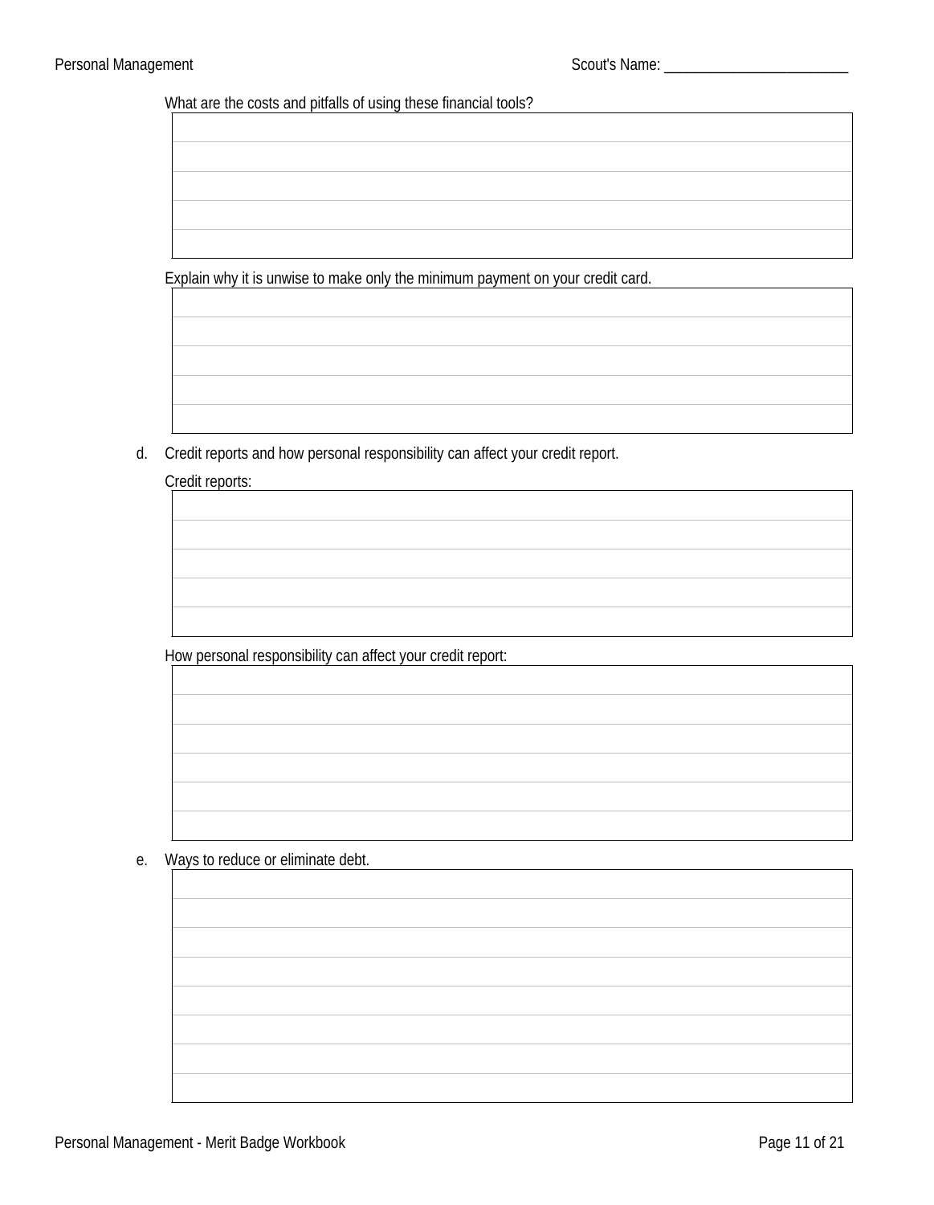What are the costs and pitfalls of using these financial tools?

Explain why it is unwise to make only the minimum payment on your credit card.

d. Credit reports and how personal responsibility can affect your credit report.

Credit reports:

How personal responsibility can affect your credit report:

e. Ways to reduce or eliminate debt.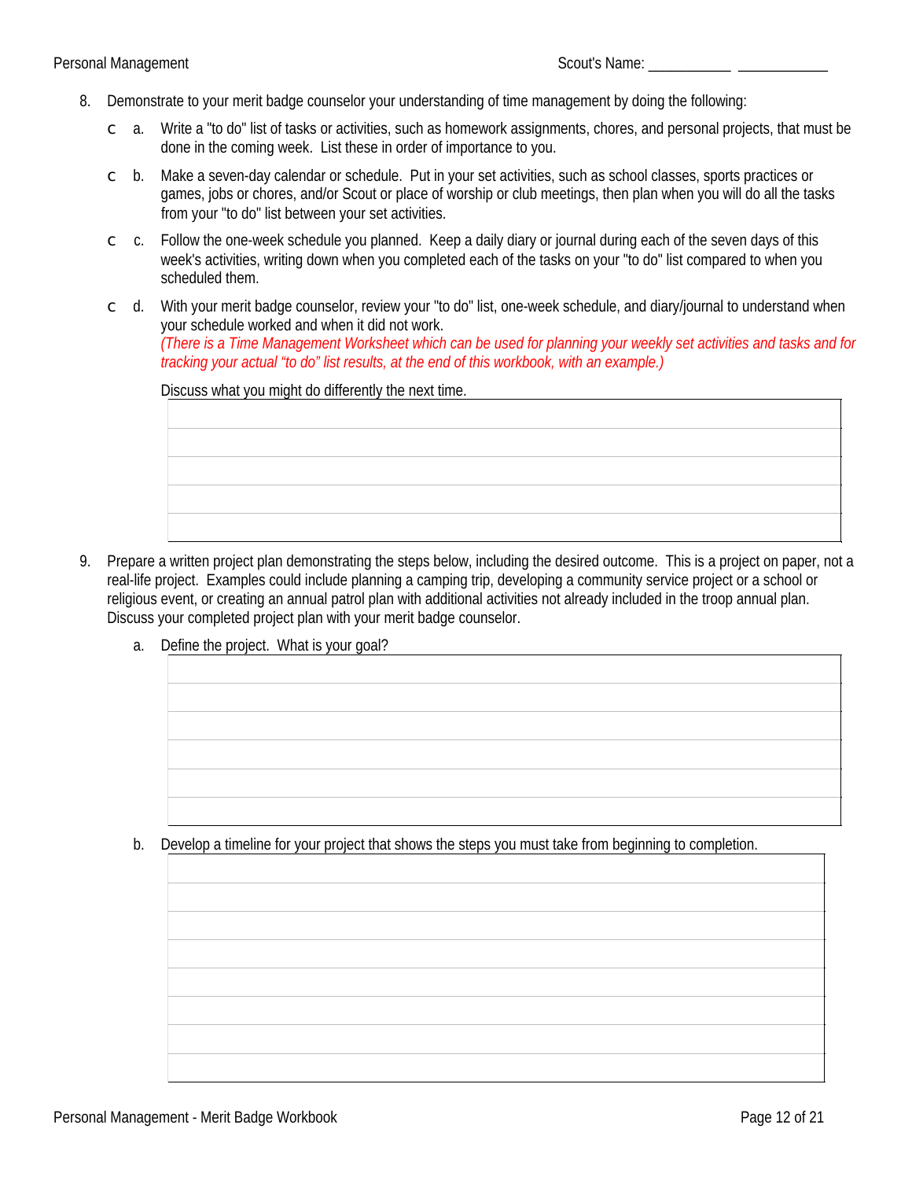8. Demonstrate to your merit badge counselor your understanding of time management by doing the following:

   - [ ] a. Write a "to do" list of tasks or activities, such as homework assignments, chores, and personal projects, that must be done in the coming week. List these in order of importance to you.
   - [ ] b. Make a seven-day calendar or schedule. Put in your set activities, such as school classes, sports practices or games, jobs or chores, and/or Scout or place of worship or club meetings, then plan when you will do all the tasks from your "to do" list between your set activities.
   - [ ] c. Follow the one-week schedule you planned. Keep a daily diary or journal during each of the seven days of this week's activities, writing down when you completed each of the tasks on your "to do" list compared to when you scheduled them.
   - [ ] d. With your merit badge counselor, review your "to do" list, one-week schedule, and diary/journal to understand when your schedule worked and when it did not work.
     *(There is a Time Management Worksheet which can be used for planning your weekly set activities and tasks and for tracking your actual "to do" list results, at the end of this workbook, with an example.)*

     Discuss what you might do differently the next time.

9. Prepare a written project plan demonstrating the steps below, including the desired outcome. This is a project on paper, not a real-life project. Examples could include planning a camping trip, developing a community service project or a school or religious event, or creating an annual patrol plan with additional activities not already included in the troop annual plan. Discuss your completed project plan with your merit badge counselor.

   a. Define the project. What is your goal?

   b. Develop a timeline for your project that shows the steps you must take from beginning to completion.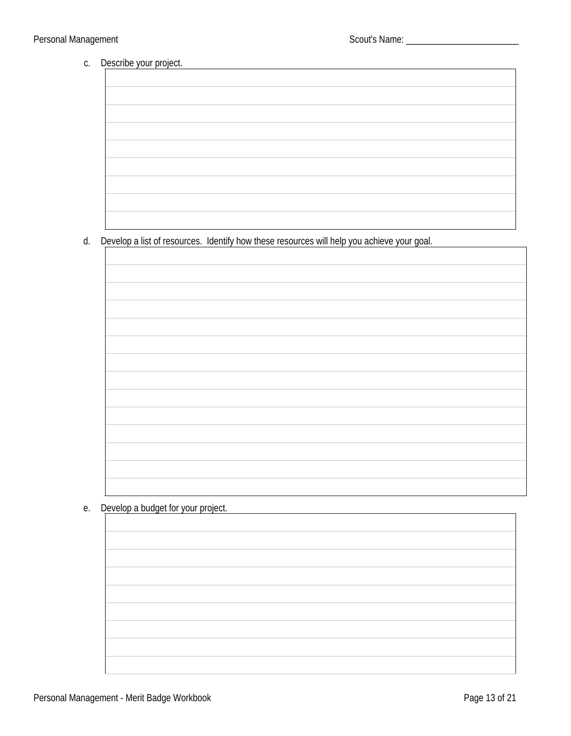c. Describe your project.

d. Develop a list of resources. Identify how these resources will help you achieve your goal.

e. Develop a budget for your project.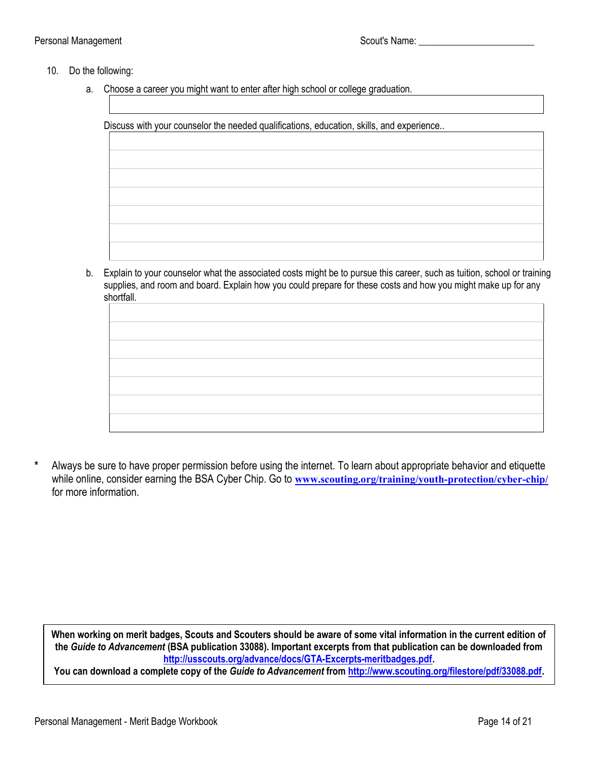10. Do the following:

    a. Choose a career you might want to enter after high school or college graduation.

    Discuss with your counselor the needed qualifications, education, skills, and experience..

    b. Explain to your counselor what the associated costs might be to pursue this career, such as tuition, school or training supplies, and room and board. Explain how you could prepare for these costs and how you might make up for any shortfall.

\* Always be sure to have proper permission before using the internet. To learn about appropriate behavior and etiquette while online, consider earning the BSA Cyber Chip. Go to **www.scouting.org/training/youth-protection/cyber-chip/** for more information.

**When working on merit badges, Scouts and Scouters should be aware of some vital information in the current edition of the *Guide to Advancement* (BSA publication 33088). Important excerpts from that publication can be downloaded from http://usscouts.org/advance/docs/GTA-Excerpts-meritbadges.pdf.**
**You can download a complete copy of the *Guide to Advancement* from http://www.scouting.org/filestore/pdf/33088.pdf.**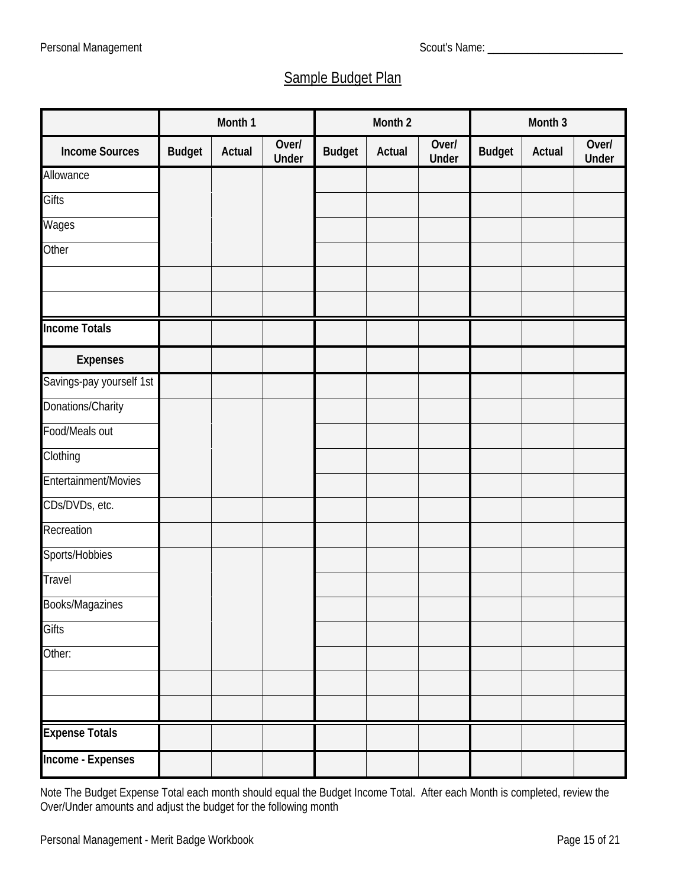Scout's Name: ________________________

## Sample Budget Plan

| | Month 1 | | | Month 2 | | | Month 3 | | |
|---|---|---|---|---|---|---|---|---|---|
| **Income Sources** | **Budget** | **Actual** | **Over/ Under** | **Budget** | **Actual** | **Over/ Under** | **Budget** | **Actual** | **Over/ Under** |
| Allowance | | | | | | | | | |
| Gifts | | | | | | | | | |
| Wages | | | | | | | | | |
| Other | | | | | | | | | |
| | | | | | | | | | |
| | | | | | | | | | |
| **Income Totals** | | | | | | | | | |
| **Expenses** | | | | | | | | | |
| Savings-pay yourself 1st | | | | | | | | | |
| Donations/Charity | | | | | | | | | |
| Food/Meals out | | | | | | | | | |
| Clothing | | | | | | | | | |
| Entertainment/Movies | | | | | | | | | |
| CDs/DVDs, etc. | | | | | | | | | |
| Recreation | | | | | | | | | |
| Sports/Hobbies | | | | | | | | | |
| Travel | | | | | | | | | |
| Books/Magazines | | | | | | | | | |
| Gifts | | | | | | | | | |
| Other: | | | | | | | | | |
| | | | | | | | | | |
| | | | | | | | | | |
| **Expense Totals** | | | | | | | | | |
| **Income - Expenses** | | | | | | | | | |

Note The Budget Expense Total each month should equal the Budget Income Total. After each Month is completed, review the Over/Under amounts and adjust the budget for the following month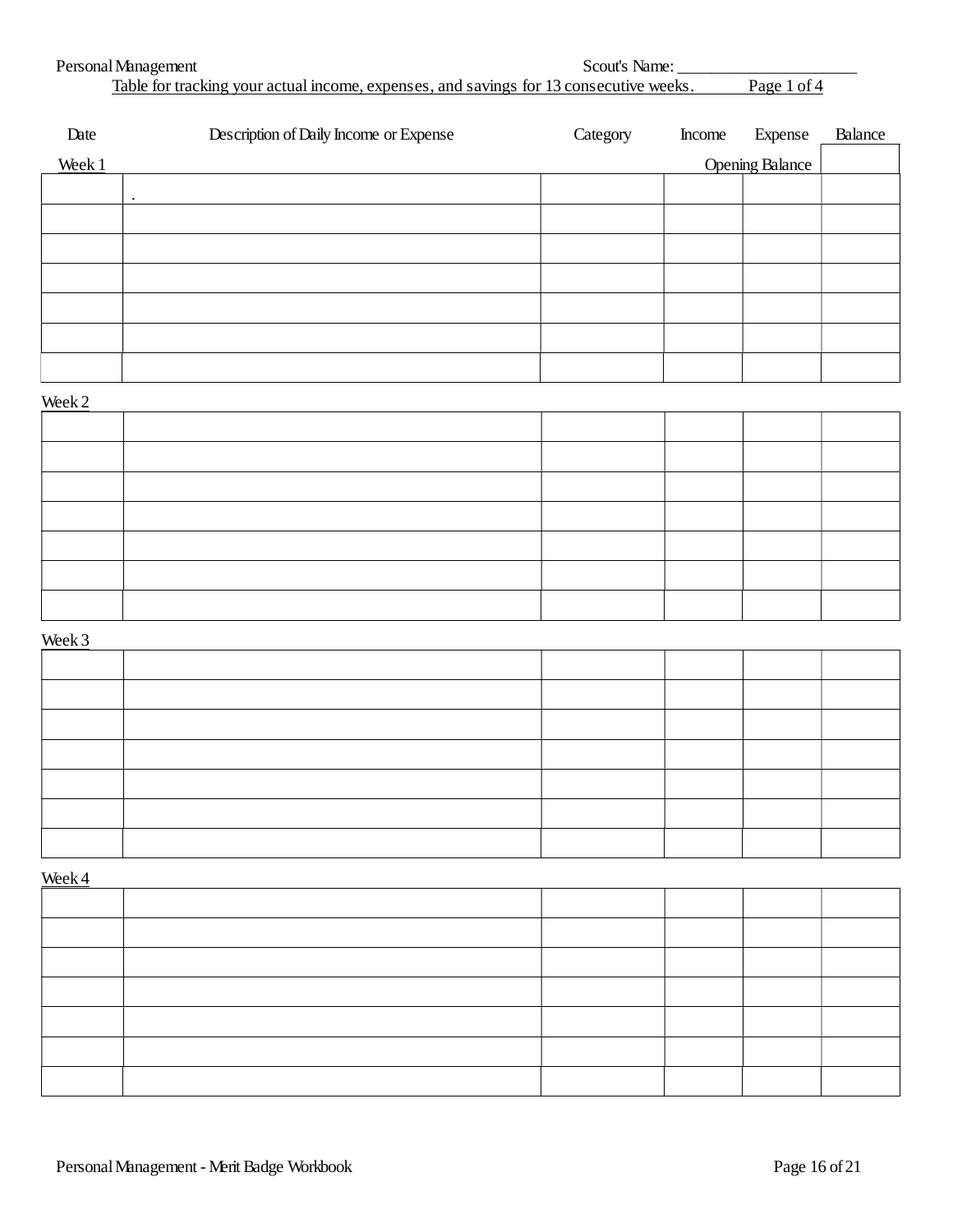Personal Management                                                                 Scout's Name: ______________________

Table for tracking your actual income, expenses, and savings for 13 consecutive weeks.          Page 1 of 4

| Date | Description of Daily Income or Expense | Category | Income | Expense | Balance |
|---|---|---|---|---|---|
| **Week 1** | | | | Opening Balance | |
| | . | | | | |
| | | | | | |
| | | | | | |
| | | | | | |
| | | | | | |
| | | | | | |
| | | | | | |
| **Week 2** | | | | | |
| | | | | | |
| | | | | | |
| | | | | | |
| | | | | | |
| | | | | | |
| | | | | | |
| | | | | | |
| **Week 3** | | | | | |
| | | | | | |
| | | | | | |
| | | | | | |
| | | | | | |
| | | | | | |
| | | | | | |
| | | | | | |
| **Week 4** | | | | | |
| | | | | | |
| | | | | | |
| | | | | | |
| | | | | | |
| | | | | | |
| | | | | | |
| | | | | | |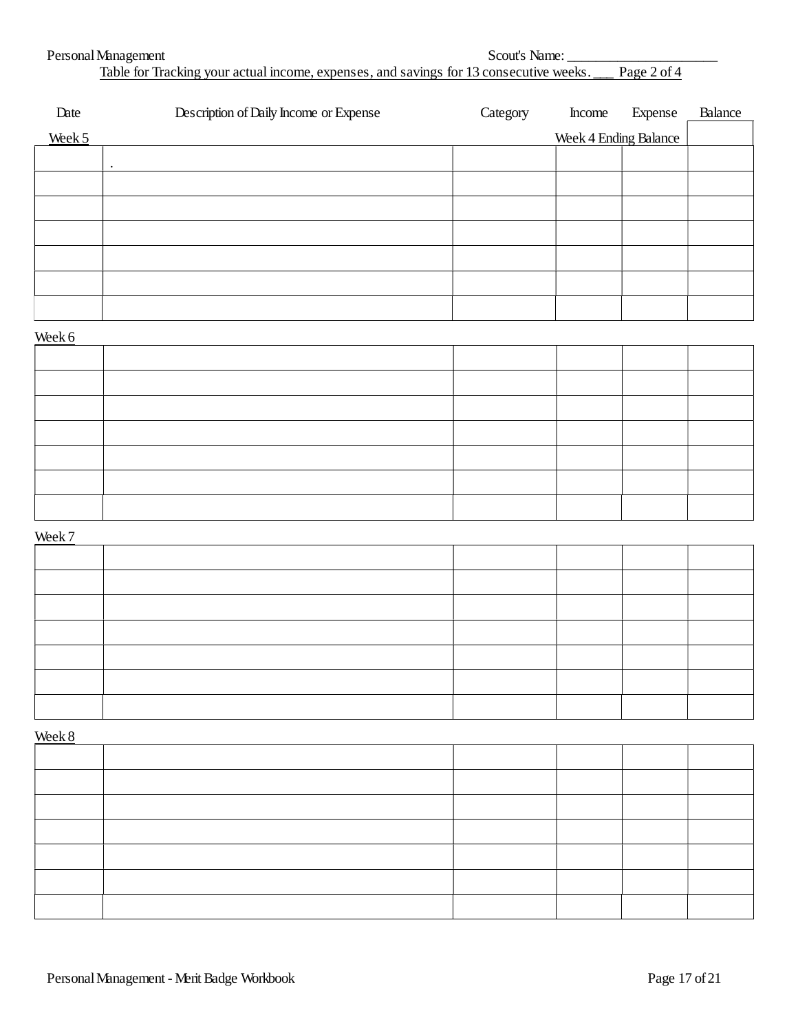Scout's Name: ______________________

Table for Tracking your actual income, expenses, and savings for 13 consecutive weeks. ___ Page 2 of 4

| Date | Description of Daily Income or Expense | Category | Income | Expense | Balance |
|---|---|---|---|---|---|
| Week 5 | | | Week 4 Ending Balance | | |
| | . | | | | |
| | | | | | |
| | | | | | |
| | | | | | |
| | | | | | |
| | | | | | |
| | | | | | |

Week 6

| | | | | | |
|---|---|---|---|---|---|
| | | | | | |
| | | | | | |
| | | | | | |
| | | | | | |
| | | | | | |
| | | | | | |
| | | | | | |

Week 7

| | | | | | |
|---|---|---|---|---|---|
| | | | | | |
| | | | | | |
| | | | | | |
| | | | | | |
| | | | | | |
| | | | | | |
| | | | | | |

Week 8

| | | | | | |
|---|---|---|---|---|---|
| | | | | | |
| | | | | | |
| | | | | | |
| | | | | | |
| | | | | | |
| | | | | | |
| | | | | | |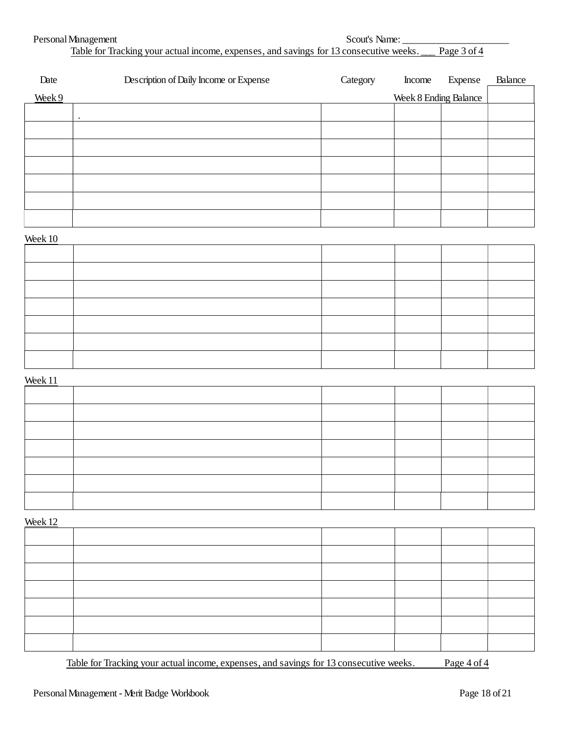Scout's Name: ______________________

Table for Tracking your actual income, expenses, and savings for 13 consecutive weeks. ___ Page 3 of 4

| Date | Description of Daily Income or Expense | Category | Income | Expense | Balance |
|---|---|---|---|---|---|
| Week 9 | | | Week 8 Ending Balance | | |
| | . | | | | |
| | | | | | |
| | | | | | |
| | | | | | |
| | | | | | |
| | | | | | |
| | | | | | |
| Week 10 | | | | | |
| | | | | | |
| | | | | | |
| | | | | | |
| | | | | | |
| | | | | | |
| | | | | | |
| | | | | | |
| Week 11 | | | | | |
| | | | | | |
| | | | | | |
| | | | | | |
| | | | | | |
| | | | | | |
| | | | | | |
| | | | | | |
| Week 12 | | | | | |
| | | | | | |
| | | | | | |
| | | | | | |
| | | | | | |
| | | | | | |
| | | | | | |
| | | | | | |

Table for Tracking your actual income, expenses, and savings for 13 consecutive weeks. Page 4 of 4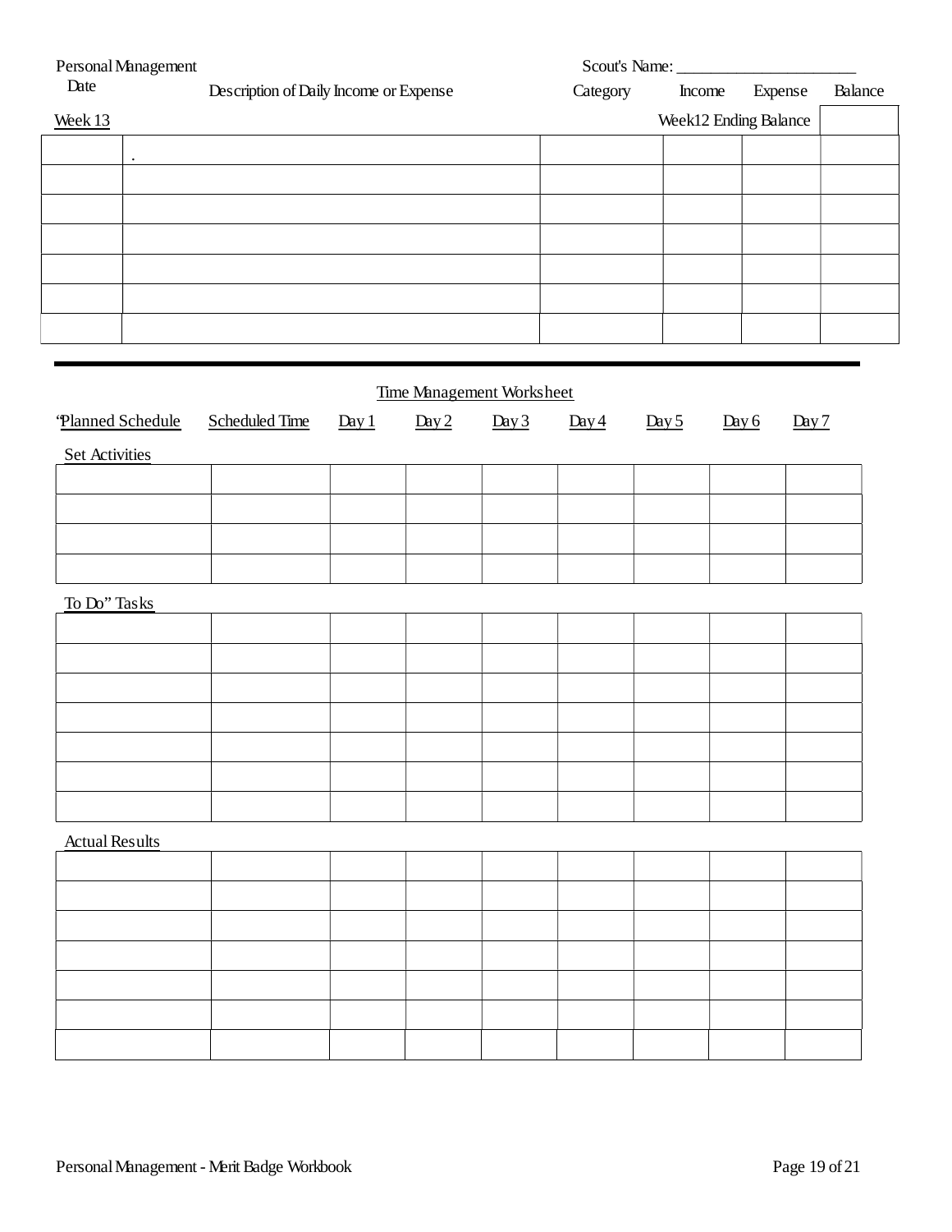Personal Management

Scout's Name: ______________________

| Date | Description of Daily Income or Expense | Category | Income | Expense | Balance |
|---|---|---|---|---|---|
| Week 13 | | | Week12 Ending Balance | | |
| | . | | | | |
| | | | | | |
| | | | | | |
| | | | | | |
| | | | | | |
| | | | | | |
| | | | | | |

## Time Management Worksheet

| "Planned Schedule | Scheduled Time | Day 1 | Day 2 | Day 3 | Day 4 | Day 5 | Day 6 | Day 7 |
|---|---|---|---|---|---|---|---|---|
| Set Activities | | | | | | | | |
| | | | | | | | | |
| | | | | | | | | |
| | | | | | | | | |
| | | | | | | | | |
| To Do" Tasks | | | | | | | | |
| | | | | | | | | |
| | | | | | | | | |
| | | | | | | | | |
| | | | | | | | | |
| | | | | | | | | |
| | | | | | | | | |
| | | | | | | | | |
| Actual Results | | | | | | | | |
| | | | | | | | | |
| | | | | | | | | |
| | | | | | | | | |
| | | | | | | | | |
| | | | | | | | | |
| | | | | | | | | |
| | | | | | | | | |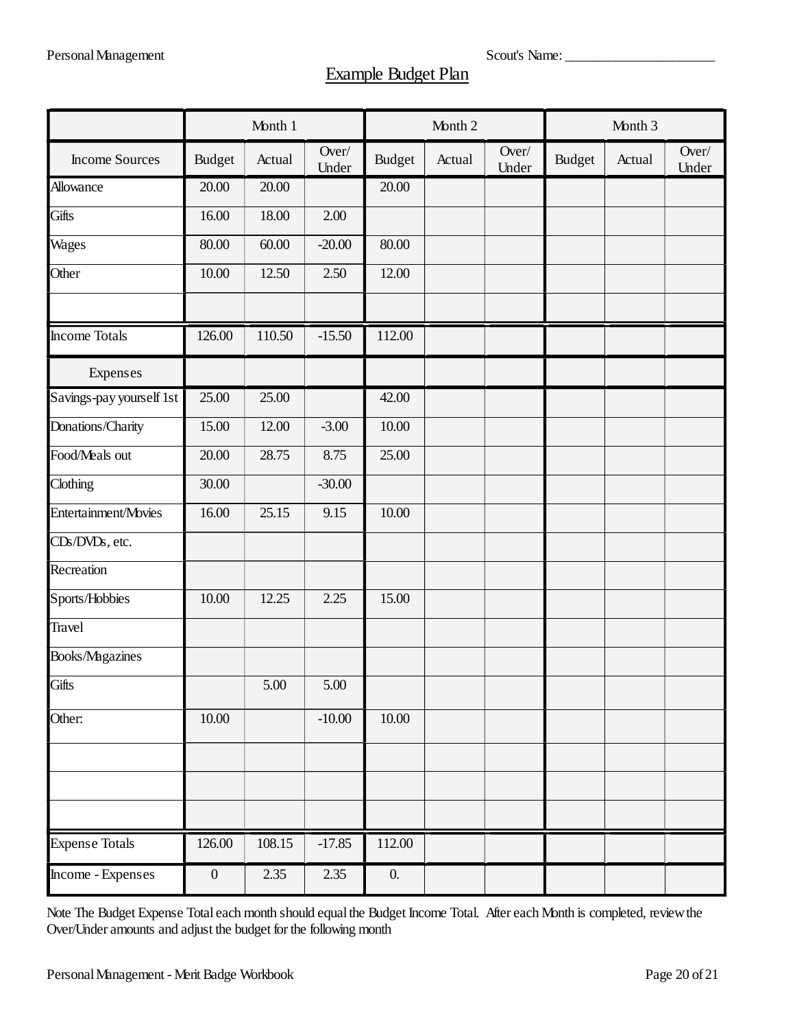Scout's Name: ______________________

# Example Budget Plan

| | Month 1 | | | Month 2 | | | Month 3 | | |
|---|---|---|---|---|---|---|---|---|---|
| Income Sources | Budget | Actual | Over/ Under | Budget | Actual | Over/ Under | Budget | Actual | Over/ Under |
| Allowance | 20.00 | 20.00 | | 20.00 | | | | | |
| Gifts | 16.00 | 18.00 | 2.00 | | | | | | |
| Wages | 80.00 | 60.00 | -20.00 | 80.00 | | | | | |
| Other | 10.00 | 12.50 | 2.50 | 12.00 | | | | | |
| | | | | | | | | | |
| Income Totals | 126.00 | 110.50 | -15.50 | 112.00 | | | | | |
| Expenses | | | | | | | | | |
| Savings-pay yourself 1st | 25.00 | 25.00 | | 42.00 | | | | | |
| Donations/Charity | 15.00 | 12.00 | -3.00 | 10.00 | | | | | |
| Food/Meals out | 20.00 | 28.75 | 8.75 | 25.00 | | | | | |
| Clothing | 30.00 | | -30.00 | | | | | | |
| Entertainment/Movies | 16.00 | 25.15 | 9.15 | 10.00 | | | | | |
| CDs/DVDs, etc. | | | | | | | | | |
| Recreation | | | | | | | | | |
| Sports/Hobbies | 10.00 | 12.25 | 2.25 | 15.00 | | | | | |
| Travel | | | | | | | | | |
| Books/Magazines | | | | | | | | | |
| Gifts | | 5.00 | 5.00 | | | | | | |
| Other: | 10.00 | | -10.00 | 10.00 | | | | | |
| | | | | | | | | | |
| | | | | | | | | | |
| | | | | | | | | | |
| Expense Totals | 126.00 | 108.15 | -17.85 | 112.00 | | | | | |
| Income - Expenses | 0 | 2.35 | 2.35 | 0. | | | | | |

Note The Budget Expense Total each month should equal the Budget Income Total. After each Month is completed, review the Over/Under amounts and adjust the budget for the following month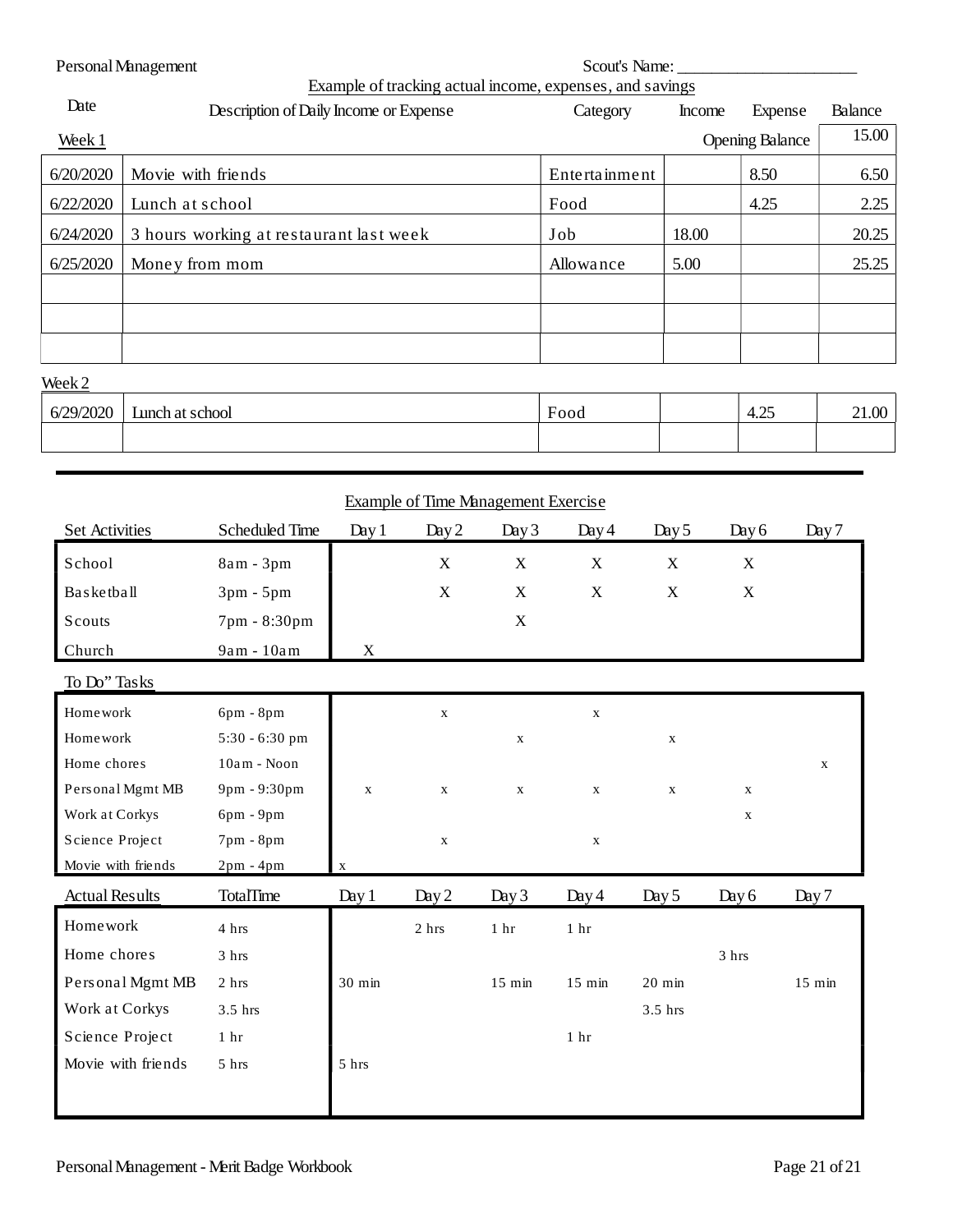Personal Management

Scout's Name: ______________________

Example of tracking actual income, expenses, and savings

| Date | Description of Daily Income or Expense | Category | Income | Expense | Balance |
|---|---|---|---|---|---|
| Week 1 | | | | Opening Balance | 15.00 |
| 6/20/2020 | Movie with friends | Entertainment | | 8.50 | 6.50 |
| 6/22/2020 | Lunch at school | Food | | 4.25 | 2.25 |
| 6/24/2020 | 3 hours working at restaurant last week | Job | 18.00 | | 20.25 |
| 6/25/2020 | Money from mom | Allowance | 5.00 | | 25.25 |
| | | | | | |
| | | | | | |
| | | | | | |
| Week 2 | | | | | |
| 6/29/2020 | Lunch at school | Food | | 4.25 | 21.00 |
| | | | | | |

Example of Time Management Exercise

| Set Activities | Scheduled Time | Day 1 | Day 2 | Day 3 | Day 4 | Day 5 | Day 6 | Day 7 |
|---|---|---|---|---|---|---|---|---|
| School | 8am - 3pm | | X | X | X | X | X | |
| Basketball | 3pm - 5pm | | X | X | X | X | X | |
| Scouts | 7pm - 8:30pm | | | X | | | | |
| Church | 9am - 10am | X | | | | | | |
| **To Do" Tasks** | | | | | | | | |
| Homework | 6pm - 8pm | | x | | x | | | |
| Homework | 5:30 - 6:30 pm | | | x | | x | | |
| Home chores | 10am - Noon | | | | | | | x |
| Personal Mgmt MB | 9pm - 9:30pm | x | x | x | x | x | x | |
| Work at Corkys | 6pm - 9pm | | | | | | x | |
| Science Project | 7pm - 8pm | | x | | x | | | |
| Movie with friends | 2pm - 4pm | x | | | | | | |
| **Actual Results** | **TotalTime** | **Day 1** | **Day 2** | **Day 3** | **Day 4** | **Day 5** | **Day 6** | **Day 7** |
| Homework | 4 hrs | | 2 hrs | 1 hr | 1 hr | | | |
| Home chores | 3 hrs | | | | | | 3 hrs | |
| Personal Mgmt MB | 2 hrs | 30 min | | 15 min | 15 min | 20 min | | 15 min |
| Work at Corkys | 3.5 hrs | | | | | 3.5 hrs | | |
| Science Project | 1 hr | | | | 1 hr | | | |
| Movie with friends | 5 hrs | 5 hrs | | | | | | |
| | | | | | | | | |